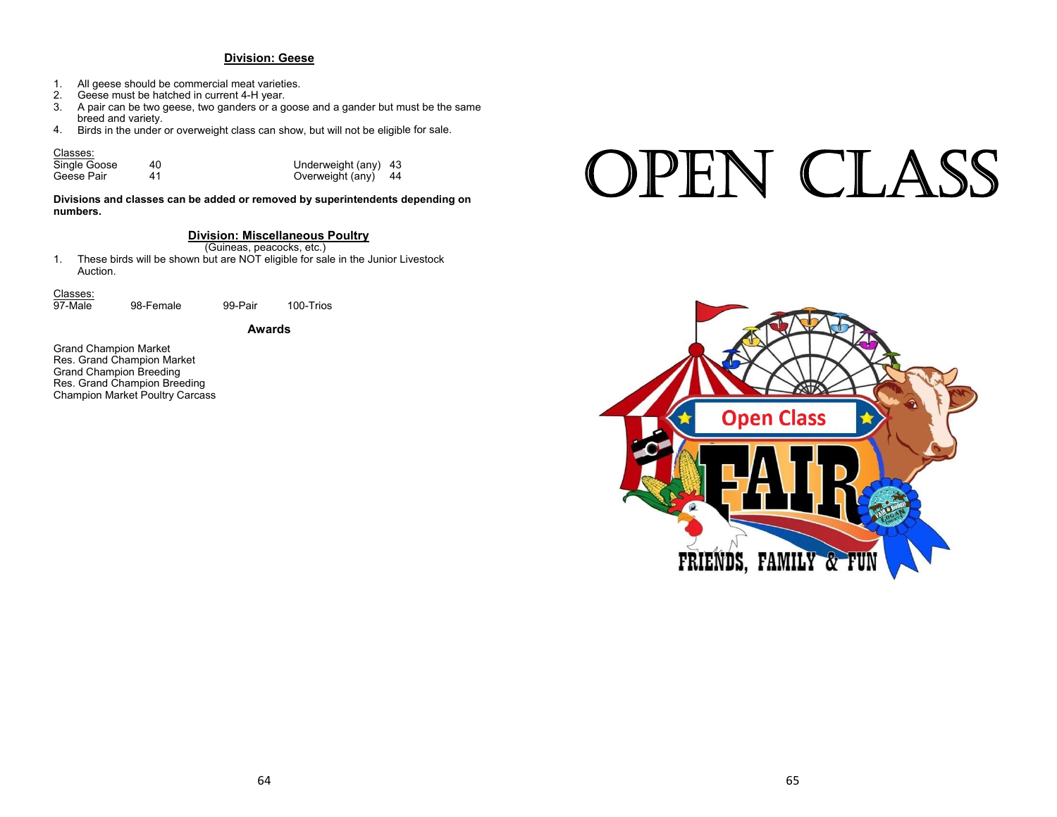## Division: Geese

1. All geese should be commercial meat varieties.
2. Geese must be hatched in current 4-H year.
3. A pair can be two geese, two ganders or a goose and a gander but must be the same breed and variety.
4. Birds in the under or overweight class can show, but will not be eligible for sale.

Classes:

| | | | |
|---|---|---|---|
| Single Goose | 40 | Underweight (any) | 43 |
| Geese Pair | 41 | Overweight (any) | 44 |

**Divisions and classes can be added or removed by superintendents depending on numbers.**

## Division: Miscellaneous Poultry

(Guineas, peacocks, etc.)

1. These birds will be shown but are NOT eligible for sale in the Junior Livestock Auction.

Classes:

97-Male　98-Female　99-Pair　100-Trios

### Awards

Grand Champion Market
Res. Grand Champion Market
Grand Champion Breeding
Res. Grand Champion Breeding
Champion Market Poultry Carcass

# OPEN CLASS

Open Class

FAIR

FRIENDS, FAMILY & FUN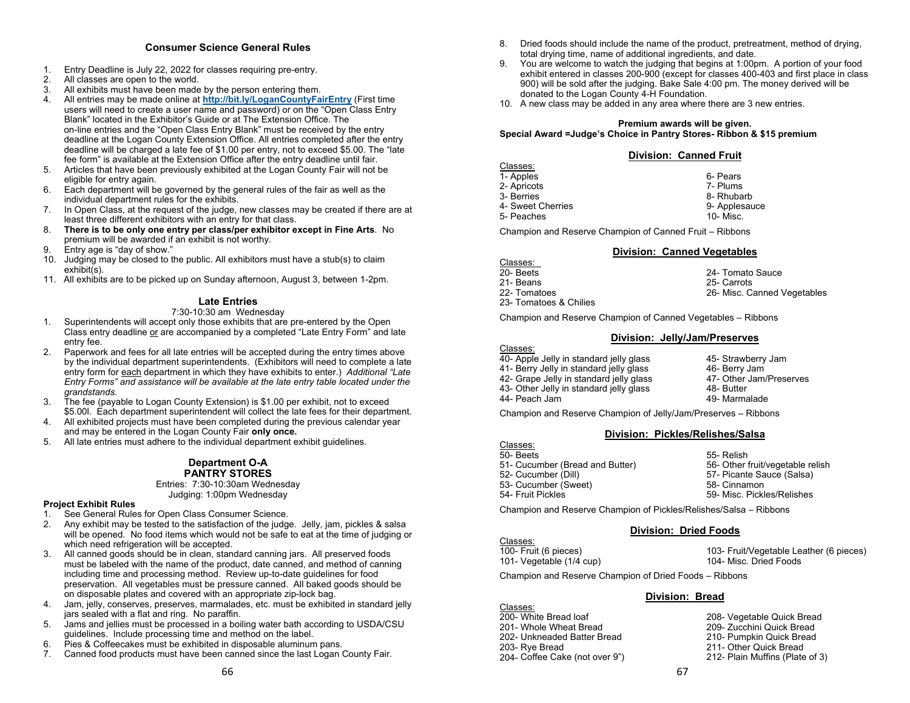## Consumer Science General Rules

1. Entry Deadline is July 22, 2022 for classes requiring pre-entry.
2. All classes are open to the world.
3. All exhibits must have been made by the person entering them.
4. All entries may be made online at **http://bit.ly/LoganCountyFairEntry** (First time users will need to create a user name and password) or on the "Open Class Entry Blank" located in the Exhibitor's Guide or at The Extension Office. The on-line entries and the "Open Class Entry Blank" must be received by the entry deadline at the Logan County Extension Office. All entries completed after the entry deadline will be charged a late fee of $1.00 per entry, not to exceed $5.00. The "late fee form" is available at the Extension Office after the entry deadline until fair.
5. Articles that have been previously exhibited at the Logan County Fair will not be eligible for entry again.
6. Each department will be governed by the general rules of the fair as well as the individual department rules for the exhibits.
7. In Open Class, at the request of the judge, new classes may be created if there are at least three different exhibitors with an entry for that class.
8. **There is to be only one entry per class/per exhibitor except in Fine Arts**. No premium will be awarded if an exhibit is not worthy.
9. Entry age is "day of show."
10. Judging may be closed to the public. All exhibitors must have a stub(s) to claim exhibit(s).
11. All exhibits are to be picked up on Sunday afternoon, August 3, between 1-2pm.

### Late Entries

7:30-10:30 am Wednesday

1. Superintendents will accept only those exhibits that are pre-entered by the Open Class entry deadline or are accompanied by a completed "Late Entry Form" and late entry fee.
2. Paperwork and fees for all late entries will be accepted during the entry times above by the individual department superintendents. (Exhibitors will need to complete a late entry form for each department in which they have exhibits to enter.) *Additional "Late Entry Forms" and assistance will be available at the late entry table located under the grandstands.*
3. The fee (payable to Logan County Extension) is $1.00 per exhibit, not to exceed $5.00l. Each department superintendent will collect the late fees for their department.
4. All exhibited projects must have been completed during the previous calendar year and may be entered in the Logan County Fair **only once.**
5. All late entries must adhere to the individual department exhibit guidelines.

## Department O-A
## PANTRY STORES

Entries: 7:30-10:30am Wednesday
Judging: 1:00pm Wednesday

**Project Exhibit Rules**

1. See General Rules for Open Class Consumer Science.
2. Any exhibit may be tested to the satisfaction of the judge. Jelly, jam, pickles & salsa will be opened. No food items which would not be safe to eat at the time of judging or which need refrigeration will be accepted.
3. All canned goods should be in clean, standard canning jars. All preserved foods must be labeled with the name of the product, date canned, and method of canning including time and processing method. Review up-to-date guidelines for food preservation. All vegetables must be pressure canned. All baked goods should be on disposable plates and covered with an appropriate zip-lock bag.
4. Jam, jelly, conserves, preserves, marmalades, etc. must be exhibited in standard jelly jars sealed with a flat and ring. No paraffin.
5. Jams and jellies must be processed in a boiling water bath according to USDA/CSU guidelines. Include processing time and method on the label.
6. Pies & Coffeecakes must be exhibited in disposable aluminum pans.
7. Canned food products must have been canned since the last Logan County Fair.
8. Dried foods should include the name of the product, pretreatment, method of drying, total drying time, name of additional ingredients, and date.
9. You are welcome to watch the judging that begins at 1:00pm. A portion of your food exhibit entered in classes 200-900 (except for classes 400-403 and first place in class 900) will be sold after the judging. Bake Sale 4:00 pm. The money derived will be donated to the Logan County 4-H Foundation.
10. A new class may be added in any area where there are 3 new entries.

**Premium awards will be given.**
**Special Award =Judge's Choice in Pantry Stores- Ribbon & $15 premium**

### Division: Canned Fruit

Classes:
- 1- Apples
- 2- Apricots
- 3- Berries
- 4- Sweet Cherries
- 5- Peaches
- 6- Pears
- 7- Plums
- 8- Rhubarb
- 9- Applesauce
- 10- Misc.

Champion and Reserve Champion of Canned Fruit – Ribbons

### Division: Canned Vegetables

Classes:
- 20- Beets
- 21- Beans
- 22- Tomatoes
- 23- Tomatoes & Chilies
- 24- Tomato Sauce
- 25- Carrots
- 26- Misc. Canned Vegetables

Champion and Reserve Champion of Canned Vegetables – Ribbons

### Division: Jelly/Jam/Preserves

Classes:
- 40- Apple Jelly in standard jelly glass
- 41- Berry Jelly in standard jelly glass
- 42- Grape Jelly in standard jelly glass
- 43- Other Jelly in standard jelly glass
- 44- Peach Jam
- 45- Strawberry Jam
- 46- Berry Jam
- 47- Other Jam/Preserves
- 48- Butter
- 49- Marmalade

Champion and Reserve Champion of Jelly/Jam/Preserves – Ribbons

### Division: Pickles/Relishes/Salsa

Classes:
- 50- Beets
- 51- Cucumber (Bread and Butter)
- 52- Cucumber (Dill)
- 53- Cucumber (Sweet)
- 54- Fruit Pickles
- 55- Relish
- 56- Other fruit/vegetable relish
- 57- Picante Sauce (Salsa)
- 58- Cinnamon
- 59- Misc. Pickles/Relishes

Champion and Reserve Champion of Pickles/Relishes/Salsa – Ribbons

### Division: Dried Foods

Classes:
- 100- Fruit (6 pieces)
- 101- Vegetable (1/4 cup)
- 103- Fruit/Vegetable Leather (6 pieces)
- 104- Misc. Dried Foods

Champion and Reserve Champion of Dried Foods – Ribbons

### Division: Bread

Classes:
- 200- White Bread loaf
- 201- Whole Wheat Bread
- 202- Unkneaded Batter Bread
- 203- Rye Bread
- 204- Coffee Cake (not over 9")
- 208- Vegetable Quick Bread
- 209- Zucchini Quick Bread
- 210- Pumpkin Quick Bread
- 211- Other Quick Bread
- 212- Plain Muffins (Plate of 3)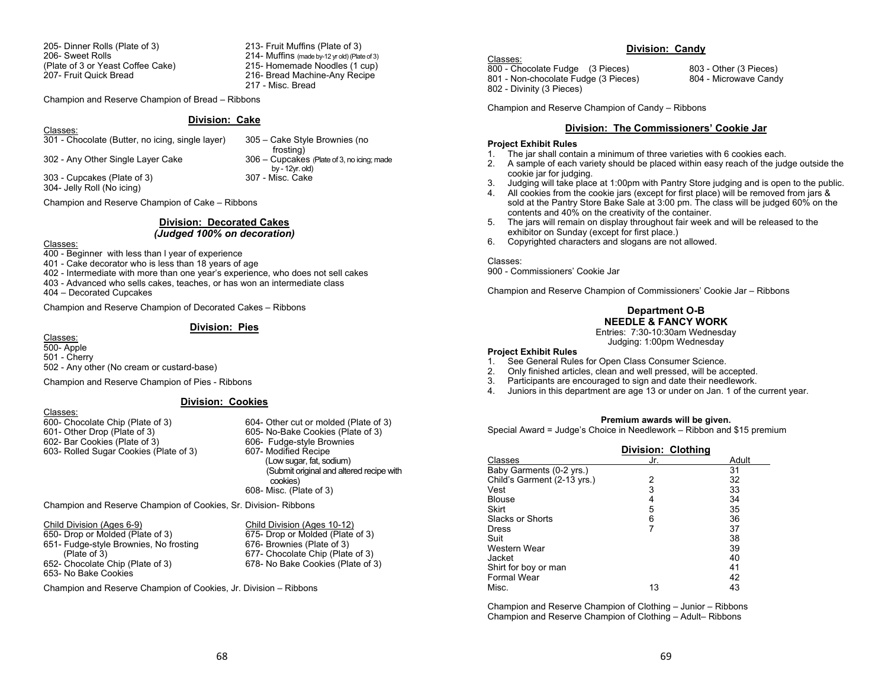205- Dinner Rolls (Plate of 3)
206- Sweet Rolls
(Plate of 3 or Yeast Coffee Cake)
207- Fruit Quick Bread
213- Fruit Muffins (Plate of 3)
214- Muffins (made by-12 yr old) (Plate of 3)
215- Homemade Noodles (1 cup)
216- Bread Machine-Any Recipe
217 - Misc. Bread

Champion and Reserve Champion of Bread – Ribbons

## Division: Cake

Classes:
301 - Chocolate (Butter, no icing, single layer)
302 - Any Other Single Layer Cake
303 - Cupcakes (Plate of 3)
304- Jelly Roll (No icing)
305 – Cake Style Brownies (no frosting)
306 – Cupcakes (Plate of 3, no icing; made by - 12yr. old)
307 - Misc. Cake

Champion and Reserve Champion of Cake – Ribbons

## Division: Decorated Cakes
***(Judged 100% on decoration)***

Classes:
400 - Beginner with less than I year of experience
401 - Cake decorator who is less than 18 years of age
402 - Intermediate with more than one year's experience, who does not sell cakes
403 - Advanced who sells cakes, teaches, or has won an intermediate class
404 – Decorated Cupcakes

Champion and Reserve Champion of Decorated Cakes – Ribbons

## Division: Pies

Classes:
500- Apple
501 - Cherry
502 - Any other (No cream or custard-base)

Champion and Reserve Champion of Pies - Ribbons

## Division: Cookies

Classes:
600- Chocolate Chip (Plate of 3)
601- Other Drop (Plate of 3)
602- Bar Cookies (Plate of 3)
603- Rolled Sugar Cookies (Plate of 3)
604- Other cut or molded (Plate of 3)
605- No-Bake Cookies (Plate of 3)
606- Fudge-style Brownies
607- Modified Recipe
(Low sugar, fat, sodium)
(Submit original and altered recipe with cookies)
608- Misc. (Plate of 3)

Champion and Reserve Champion of Cookies, Sr. Division- Ribbons

Child Division (Ages 6-9)
650- Drop or Molded (Plate of 3)
651- Fudge-style Brownies, No frosting (Plate of 3)
652- Chocolate Chip (Plate of 3)
653- No Bake Cookies

Child Division (Ages 10-12)
675- Drop or Molded (Plate of 3)
676- Brownies (Plate of 3)
677- Chocolate Chip (Plate of 3)
678- No Bake Cookies (Plate of 3)

Champion and Reserve Champion of Cookies, Jr. Division – Ribbons

## Division: Candy

Classes:
800 - Chocolate Fudge (3 Pieces)
801 - Non-chocolate Fudge (3 Pieces)
802 - Divinity (3 Pieces)
803 - Other (3 Pieces)
804 - Microwave Candy

Champion and Reserve Champion of Candy – Ribbons

## Division: The Commissioners' Cookie Jar

**Project Exhibit Rules**

1. The jar shall contain a minimum of three varieties with 6 cookies each.
2. A sample of each variety should be placed within easy reach of the judge outside the cookie jar for judging.
3. Judging will take place at 1:00pm with Pantry Store judging and is open to the public.
4. All cookies from the cookie jars (except for first place) will be removed from jars & sold at the Pantry Store Bake Sale at 3:00 pm. The class will be judged 60% on the contents and 40% on the creativity of the container.
5. The jars will remain on display throughout fair week and will be released to the exhibitor on Sunday (except for first place.)
6. Copyrighted characters and slogans are not allowed.

Classes:
900 - Commissioners' Cookie Jar

Champion and Reserve Champion of Commissioners' Cookie Jar – Ribbons

# Department O-B
# NEEDLE & FANCY WORK

Entries: 7:30-10:30am Wednesday
Judging: 1:00pm Wednesday

**Project Exhibit Rules**

1. See General Rules for Open Class Consumer Science.
2. Only finished articles, clean and well pressed, will be accepted.
3. Participants are encouraged to sign and date their needlework.
4. Juniors in this department are age 13 or under on Jan. 1 of the current year.

**Premium awards will be given.**

Special Award = Judge's Choice in Needlework – Ribbon and $15 premium

## Division: Clothing

| Classes | Jr. | Adult |
|---|---|---|
| Baby Garments (0-2 yrs.) | | 31 |
| Child's Garment (2-13 yrs.) | 2 | 32 |
| Vest | 3 | 33 |
| Blouse | 4 | 34 |
| Skirt | 5 | 35 |
| Slacks or Shorts | 6 | 36 |
| Dress | 7 | 37 |
| Suit | | 38 |
| Western Wear | | 39 |
| Jacket | | 40 |
| Shirt for boy or man | | 41 |
| Formal Wear | | 42 |
| Misc. | 13 | 43 |

Champion and Reserve Champion of Clothing – Junior – Ribbons
Champion and Reserve Champion of Clothing – Adult– Ribbons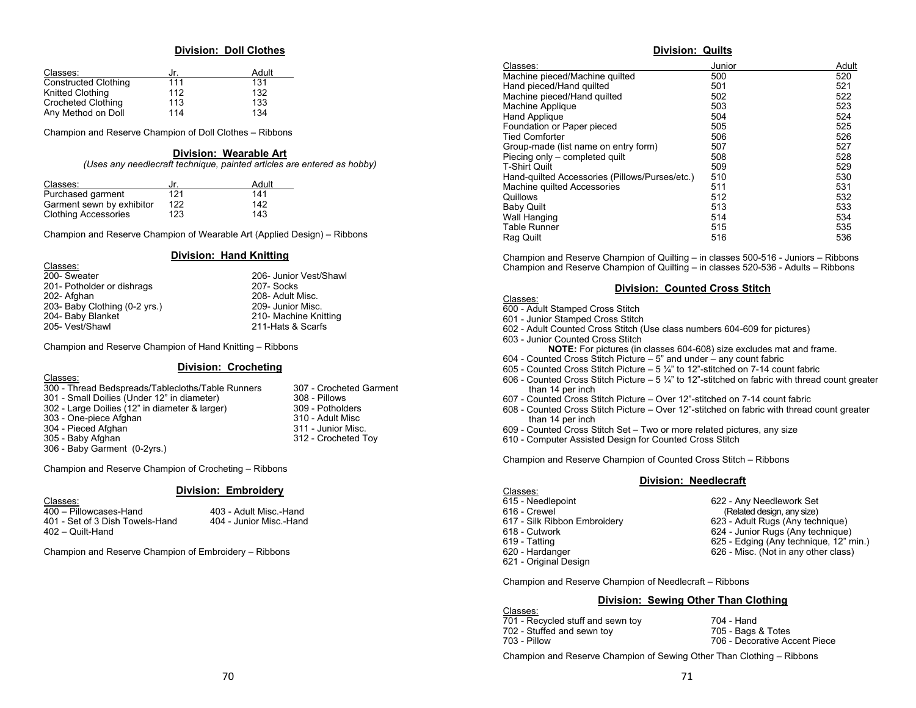## Division: Doll Clothes

| Classes: | Jr. | Adult |
|---|---|---|
| Constructed Clothing | 111 | 131 |
| Knitted Clothing | 112 | 132 |
| Crocheted Clothing | 113 | 133 |
| Any Method on Doll | 114 | 134 |

Champion and Reserve Champion of Doll Clothes – Ribbons

## Division: Wearable Art

*(Uses any needlecraft technique, painted articles are entered as hobby)*

| Classes: | Jr. | Adult |
|---|---|---|
| Purchased garment | 121 | 141 |
| Garment sewn by exhibitor | 122 | 142 |
| Clothing Accessories | 123 | 143 |

Champion and Reserve Champion of Wearable Art (Applied Design) – Ribbons

## Division: Hand Knitting

Classes:

200- Sweater
201- Potholder or dishrags
202- Afghan
203- Baby Clothing (0-2 yrs.)
204- Baby Blanket
205- Vest/Shawl
206- Junior Vest/Shawl
207- Socks
208- Adult Misc.
209- Junior Misc.
210- Machine Knitting
211-Hats & Scarfs

Champion and Reserve Champion of Hand Knitting – Ribbons

## Division: Crocheting

Classes:

300 - Thread Bedspreads/Tablecloths/Table Runners
301 - Small Doilies (Under 12" in diameter)
302 - Large Doilies (12" in diameter & larger)
303 - One-piece Afghan
304 - Pieced Afghan
305 - Baby Afghan
306 - Baby Garment (0-2yrs.)
307 - Crocheted Garment
308 - Pillows
309 - Potholders
310 - Adult Misc
311 - Junior Misc.
312 - Crocheted Toy

Champion and Reserve Champion of Crocheting – Ribbons

## Division: Embroidery

Classes:

400 – Pillowcases-Hand
401 - Set of 3 Dish Towels-Hand
402 – Quilt-Hand
403 - Adult Misc.-Hand
404 - Junior Misc.-Hand

Champion and Reserve Champion of Embroidery – Ribbons

## Division: Quilts

| Classes: | Junior | Adult |
|---|---|---|
| Machine pieced/Machine quilted | 500 | 520 |
| Hand pieced/Hand quilted | 501 | 521 |
| Machine pieced/Hand quilted | 502 | 522 |
| Machine Applique | 503 | 523 |
| Hand Applique | 504 | 524 |
| Foundation or Paper pieced | 505 | 525 |
| Tied Comforter | 506 | 526 |
| Group-made (list name on entry form) | 507 | 527 |
| Piecing only – completed quilt | 508 | 528 |
| T-Shirt Quilt | 509 | 529 |
| Hand-quilted Accessories (Pillows/Purses/etc.) | 510 | 530 |
| Machine quilted Accessories | 511 | 531 |
| Quillows | 512 | 532 |
| Baby Quilt | 513 | 533 |
| Wall Hanging | 514 | 534 |
| Table Runner | 515 | 535 |
| Rag Quilt | 516 | 536 |

Champion and Reserve Champion of Quilting – in classes 500-516 - Juniors – Ribbons
Champion and Reserve Champion of Quilting – in classes 520-536 - Adults – Ribbons

## Division: Counted Cross Stitch

Classes:

600 - Adult Stamped Cross Stitch
601 - Junior Stamped Cross Stitch
602 - Adult Counted Cross Stitch (Use class numbers 604-609 for pictures)
603 - Junior Counted Cross Stitch

**NOTE:** For pictures (in classes 604-608) size excludes mat and frame.

604 - Counted Cross Stitch Picture – 5" and under – any count fabric
605 - Counted Cross Stitch Picture – 5 ¼" to 12"-stitched on 7-14 count fabric
606 - Counted Cross Stitch Picture – 5 ¼" to 12"-stitched on fabric with thread count greater than 14 per inch
607 - Counted Cross Stitch Picture – Over 12"-stitched on 7-14 count fabric
608 - Counted Cross Stitch Picture – Over 12"-stitched on fabric with thread count greater than 14 per inch
609 - Counted Cross Stitch Set – Two or more related pictures, any size
610 - Computer Assisted Design for Counted Cross Stitch

Champion and Reserve Champion of Counted Cross Stitch – Ribbons

## Division: Needlecraft

Classes:

615 - Needlepoint
616 - Crewel
617 - Silk Ribbon Embroidery
618 - Cutwork
619 - Tatting
620 - Hardanger
621 - Original Design
622 - Any Needlework Set (Related design, any size)
623 - Adult Rugs (Any technique)
624 - Junior Rugs (Any technique)
625 - Edging (Any technique, 12" min.)
626 - Misc. (Not in any other class)

Champion and Reserve Champion of Needlecraft – Ribbons

## Division: Sewing Other Than Clothing

Classes:

701 - Recycled stuff and sewn toy
702 - Stuffed and sewn toy
703 - Pillow
704 - Hand
705 - Bags & Totes
706 - Decorative Accent Piece

Champion and Reserve Champion of Sewing Other Than Clothing – Ribbons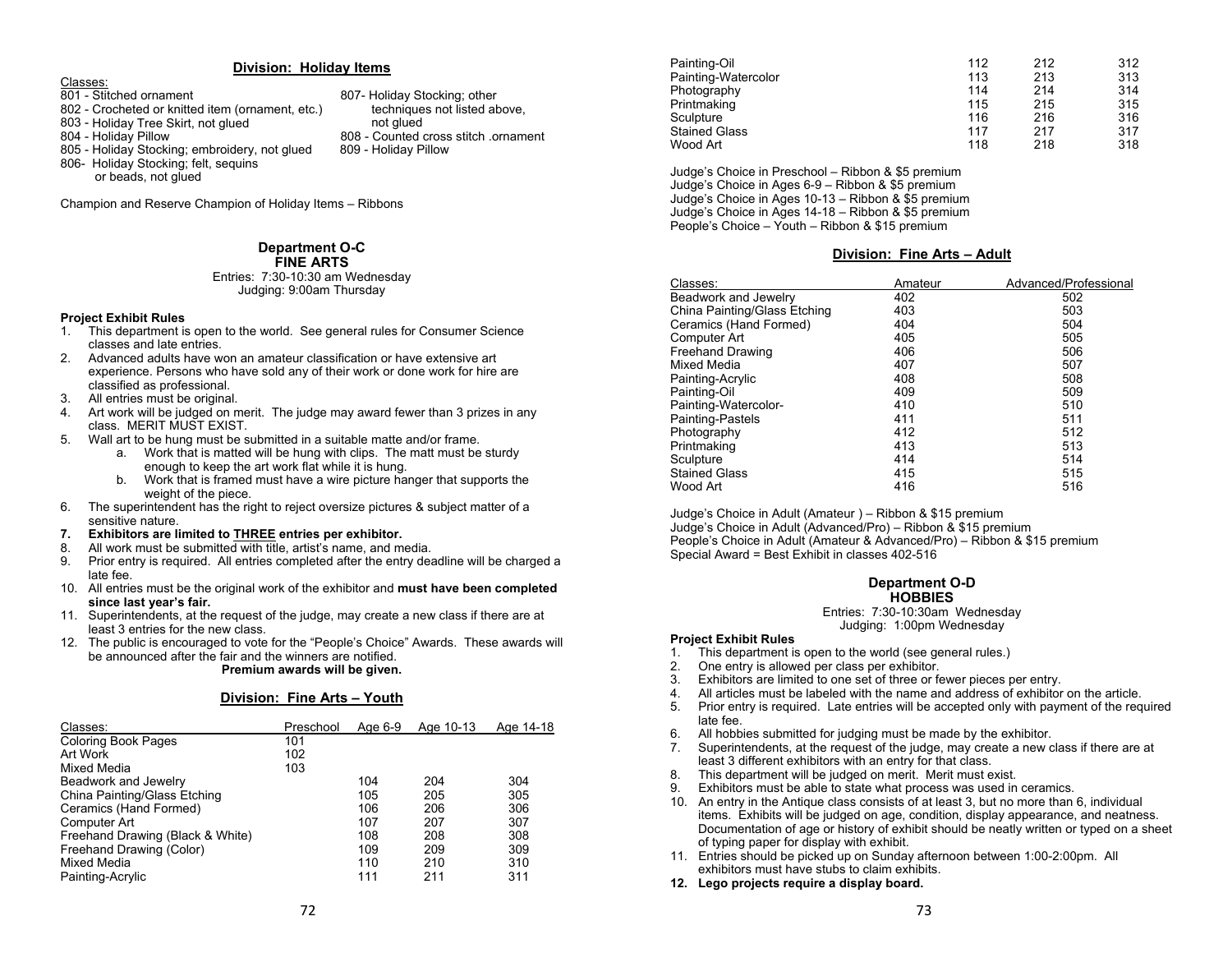## Division: Holiday Items

Classes:

801 - Stitched ornament
802 - Crocheted or knitted item (ornament, etc.)
803 - Holiday Tree Skirt, not glued
804 - Holiday Pillow
805 - Holiday Stocking; embroidery, not glued
806- Holiday Stocking; felt, sequins or beads, not glued
807- Holiday Stocking; other techniques not listed above, not glued
808 - Counted cross stitch .ornament
809 - Holiday Pillow

Champion and Reserve Champion of Holiday Items – Ribbons

## Department O-C
## FINE ARTS

Entries: 7:30-10:30 am Wednesday
Judging: 9:00am Thursday

**Project Exhibit Rules**

1. This department is open to the world. See general rules for Consumer Science classes and late entries.
2. Advanced adults have won an amateur classification or have extensive art experience. Persons who have sold any of their work or done work for hire are classified as professional.
3. All entries must be original.
4. Art work will be judged on merit. The judge may award fewer than 3 prizes in any class. MERIT MUST EXIST.
5. Wall art to be hung must be submitted in a suitable matte and/or frame.
   a. Work that is matted will be hung with clips. The matt must be sturdy enough to keep the art work flat while it is hung.
   b. Work that is framed must have a wire picture hanger that supports the weight of the piece.
6. The superintendent has the right to reject oversize pictures & subject matter of a sensitive nature.
7. **Exhibitors are limited to THREE entries per exhibitor.**
8. All work must be submitted with title, artist's name, and media.
9. Prior entry is required. All entries completed after the entry deadline will be charged a late fee.
10. All entries must be the original work of the exhibitor and **must have been completed since last year's fair.**
11. Superintendents, at the request of the judge, may create a new class if there are at least 3 entries for the new class.
12. The public is encouraged to vote for the "People's Choice" Awards. These awards will be announced after the fair and the winners are notified.

**Premium awards will be given.**

## Division: Fine Arts – Youth

| Classes: | Preschool | Age 6-9 | Age 10-13 | Age 14-18 |
|---|---|---|---|---|
| Coloring Book Pages | 101 | | | |
| Art Work | 102 | | | |
| Mixed Media | 103 | | | |
| Beadwork and Jewelry | | 104 | 204 | 304 |
| China Painting/Glass Etching | | 105 | 205 | 305 |
| Ceramics (Hand Formed) | | 106 | 206 | 306 |
| Computer Art | | 107 | 207 | 307 |
| Freehand Drawing (Black & White) | | 108 | 208 | 308 |
| Freehand Drawing (Color) | | 109 | 209 | 309 |
| Mixed Media | | 110 | 210 | 310 |
| Painting-Acrylic | | 111 | 211 | 311 |
| Painting-Oil | | 112 | 212 | 312 |
| Painting-Watercolor | | 113 | 213 | 313 |
| Photography | | 114 | 214 | 314 |
| Printmaking | | 115 | 215 | 315 |
| Sculpture | | 116 | 216 | 316 |
| Stained Glass | | 117 | 217 | 317 |
| Wood Art | | 118 | 218 | 318 |

Judge's Choice in Preschool – Ribbon & $5 premium
Judge's Choice in Ages 6-9 – Ribbon & $5 premium
Judge's Choice in Ages 10-13 – Ribbon & $5 premium
Judge's Choice in Ages 14-18 – Ribbon & $5 premium
People's Choice – Youth – Ribbon & $15 premium

## Division: Fine Arts – Adult

| Classes: | Amateur | Advanced/Professional |
|---|---|---|
| Beadwork and Jewelry | 402 | 502 |
| China Painting/Glass Etching | 403 | 503 |
| Ceramics (Hand Formed) | 404 | 504 |
| Computer Art | 405 | 505 |
| Freehand Drawing | 406 | 506 |
| Mixed Media | 407 | 507 |
| Painting-Acrylic | 408 | 508 |
| Painting-Oil | 409 | 509 |
| Painting-Watercolor- | 410 | 510 |
| Painting-Pastels | 411 | 511 |
| Photography | 412 | 512 |
| Printmaking | 413 | 513 |
| Sculpture | 414 | 514 |
| Stained Glass | 415 | 515 |
| Wood Art | 416 | 516 |

Judge's Choice in Adult (Amateur ) – Ribbon & $15 premium
Judge's Choice in Adult (Advanced/Pro) – Ribbon & $15 premium
People's Choice in Adult (Amateur & Advanced/Pro) – Ribbon & $15 premium
Special Award = Best Exhibit in classes 402-516

## Department O-D
## HOBBIES

Entries: 7:30-10:30am Wednesday
Judging: 1:00pm Wednesday

**Project Exhibit Rules**

1. This department is open to the world (see general rules.)
2. One entry is allowed per class per exhibitor.
3. Exhibitors are limited to one set of three or fewer pieces per entry.
4. All articles must be labeled with the name and address of exhibitor on the article.
5. Prior entry is required. Late entries will be accepted only with payment of the required late fee.
6. All hobbies submitted for judging must be made by the exhibitor.
7. Superintendents, at the request of the judge, may create a new class if there are at least 3 different exhibitors with an entry for that class.
8. This department will be judged on merit. Merit must exist.
9. Exhibitors must be able to state what process was used in ceramics.
10. An entry in the Antique class consists of at least 3, but no more than 6, individual items. Exhibits will be judged on age, condition, display appearance, and neatness. Documentation of age or history of exhibit should be neatly written or typed on a sheet of typing paper for display with exhibit.
11. Entries should be picked up on Sunday afternoon between 1:00-2:00pm. All exhibitors must have stubs to claim exhibits.
12. **Lego projects require a display board.**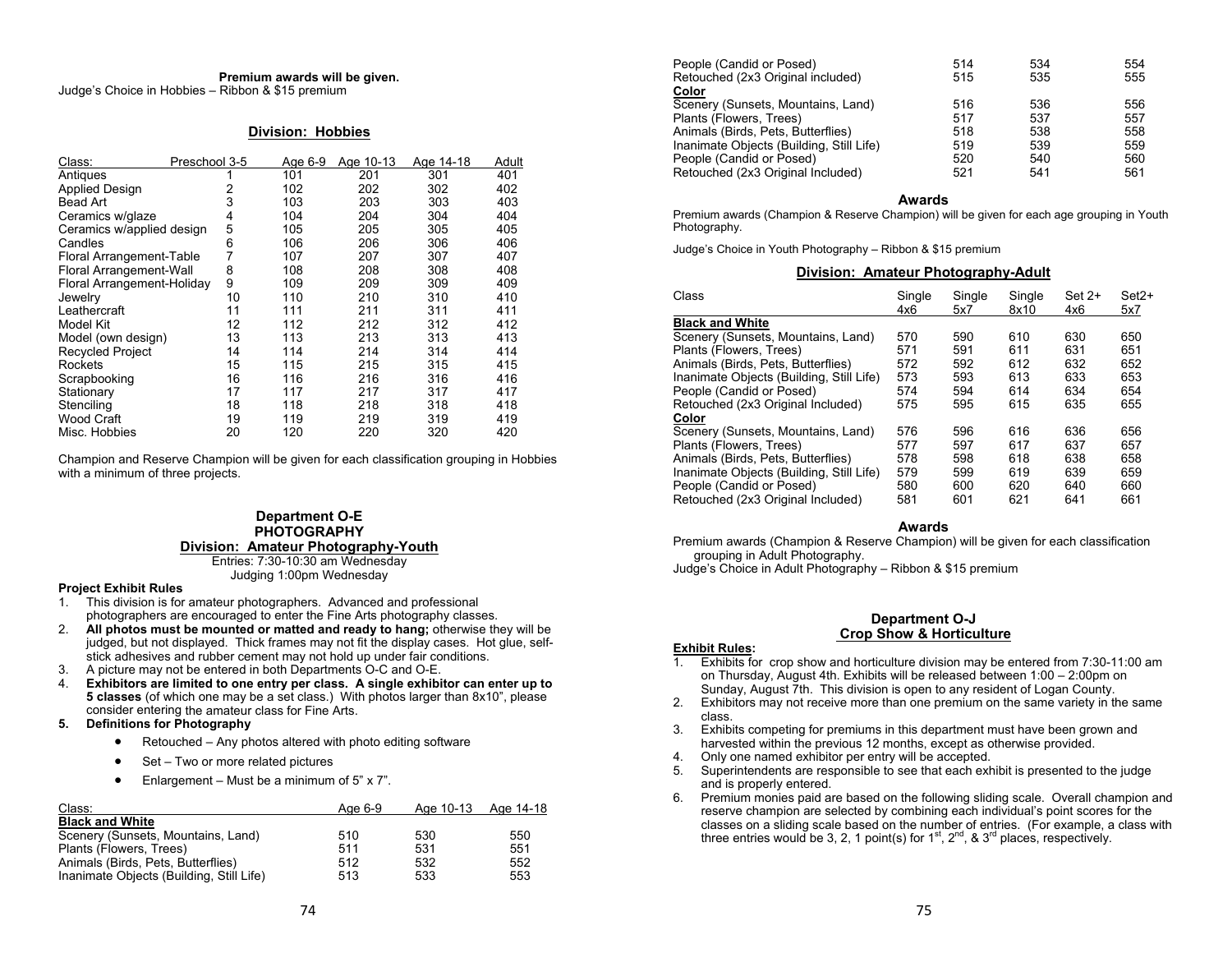**Premium awards will be given.**

Judge's Choice in Hobbies – Ribbon & $15 premium

## Division: Hobbies

| Class: | Preschool 3-5 | Age 6-9 | Age 10-13 | Age 14-18 | Adult |
|---|---|---|---|---|---|
| Antiques | 1 | 101 | 201 | 301 | 401 |
| Applied Design | 2 | 102 | 202 | 302 | 402 |
| Bead Art | 3 | 103 | 203 | 303 | 403 |
| Ceramics w/glaze | 4 | 104 | 204 | 304 | 404 |
| Ceramics w/applied design | 5 | 105 | 205 | 305 | 405 |
| Candles | 6 | 106 | 206 | 306 | 406 |
| Floral Arrangement-Table | 7 | 107 | 207 | 307 | 407 |
| Floral Arrangement-Wall | 8 | 108 | 208 | 308 | 408 |
| Floral Arrangement-Holiday | 9 | 109 | 209 | 309 | 409 |
| Jewelry | 10 | 110 | 210 | 310 | 410 |
| Leathercraft | 11 | 111 | 211 | 311 | 411 |
| Model Kit | 12 | 112 | 212 | 312 | 412 |
| Model (own design) | 13 | 113 | 213 | 313 | 413 |
| Recycled Project | 14 | 114 | 214 | 314 | 414 |
| Rockets | 15 | 115 | 215 | 315 | 415 |
| Scrapbooking | 16 | 116 | 216 | 316 | 416 |
| Stationary | 17 | 117 | 217 | 317 | 417 |
| Stenciling | 18 | 118 | 218 | 318 | 418 |
| Wood Craft | 19 | 119 | 219 | 319 | 419 |
| Misc. Hobbies | 20 | 120 | 220 | 320 | 420 |

Champion and Reserve Champion will be given for each classification grouping in Hobbies with a minimum of three projects.

# Department O-E
# PHOTOGRAPHY
## Division: Amateur Photography-Youth

Entries: 7:30-10:30 am Wednesday
Judging 1:00pm Wednesday

**Project Exhibit Rules**

1. This division is for amateur photographers. Advanced and professional photographers are encouraged to enter the Fine Arts photography classes.
2. **All photos must be mounted or matted and ready to hang;** otherwise they will be judged, but not displayed. Thick frames may not fit the display cases. Hot glue, self-stick adhesives and rubber cement may not hold up under fair conditions.
3. A picture may not be entered in both Departments O-C and O-E.
4. **Exhibitors are limited to one entry per class. A single exhibitor can enter up to 5 classes** (of which one may be a set class.) With photos larger than 8x10", please consider entering the amateur class for Fine Arts.
5. **Definitions for Photography**
   - Retouched – Any photos altered with photo editing software
   - Set – Two or more related pictures
   - Enlargement – Must be a minimum of 5" x 7".

| Class: | Age 6-9 | Age 10-13 | Age 14-18 |
|---|---|---|---|
| **Black and White** | | | |
| Scenery (Sunsets, Mountains, Land) | 510 | 530 | 550 |
| Plants (Flowers, Trees) | 511 | 531 | 551 |
| Animals (Birds, Pets, Butterflies) | 512 | 532 | 552 |
| Inanimate Objects (Building, Still Life) | 513 | 533 | 553 |
| People (Candid or Posed) | 514 | 534 | 554 |
| Retouched (2x3 Original included) | 515 | 535 | 555 |
| **Color** | | | |
| Scenery (Sunsets, Mountains, Land) | 516 | 536 | 556 |
| Plants (Flowers, Trees) | 517 | 537 | 557 |
| Animals (Birds, Pets, Butterflies) | 518 | 538 | 558 |
| Inanimate Objects (Building, Still Life) | 519 | 539 | 559 |
| People (Candid or Posed) | 520 | 540 | 560 |
| Retouched (2x3 Original Included) | 521 | 541 | 561 |

### Awards

Premium awards (Champion & Reserve Champion) will be given for each age grouping in Youth Photography.

Judge's Choice in Youth Photography – Ribbon & $15 premium

## Division: Amateur Photography-Adult

| Class | Single 4x6 | Single 5x7 | Single 8x10 | Set 2+ 4x6 | Set2+ 5x7 |
|---|---|---|---|---|---|
| **Black and White** | | | | | |
| Scenery (Sunsets, Mountains, Land) | 570 | 590 | 610 | 630 | 650 |
| Plants (Flowers, Trees) | 571 | 591 | 611 | 631 | 651 |
| Animals (Birds, Pets, Butterflies) | 572 | 592 | 612 | 632 | 652 |
| Inanimate Objects (Building, Still Life) | 573 | 593 | 613 | 633 | 653 |
| People (Candid or Posed) | 574 | 594 | 614 | 634 | 654 |
| Retouched (2x3 Original Included) | 575 | 595 | 615 | 635 | 655 |
| **Color** | | | | | |
| Scenery (Sunsets, Mountains, Land) | 576 | 596 | 616 | 636 | 656 |
| Plants (Flowers, Trees) | 577 | 597 | 617 | 637 | 657 |
| Animals (Birds, Pets, Butterflies) | 578 | 598 | 618 | 638 | 658 |
| Inanimate Objects (Building, Still Life) | 579 | 599 | 619 | 639 | 659 |
| People (Candid or Posed) | 580 | 600 | 620 | 640 | 660 |
| Retouched (2x3 Original Included) | 581 | 601 | 621 | 641 | 661 |

### Awards

Premium awards (Champion & Reserve Champion) will be given for each classification grouping in Adult Photography.

Judge's Choice in Adult Photography – Ribbon & $15 premium

# Department O-J
## Crop Show & Horticulture

**Exhibit Rules:**

1. Exhibits for crop show and horticulture division may be entered from 7:30-11:00 am on Thursday, August 4th. Exhibits will be released between 1:00 – 2:00pm on Sunday, August 7th. This division is open to any resident of Logan County.
2. Exhibitors may not receive more than one premium on the same variety in the same class.
3. Exhibits competing for premiums in this department must have been grown and harvested within the previous 12 months, except as otherwise provided.
4. Only one named exhibitor per entry will be accepted.
5. Superintendents are responsible to see that each exhibit is presented to the judge and is properly entered.
6. Premium monies paid are based on the following sliding scale. Overall champion and reserve champion are selected by combining each individual's point scores for the classes on a sliding scale based on the number of entries. (For example, a class with three entries would be 3, 2, 1 point(s) for 1st, 2nd, & 3rd places, respectively.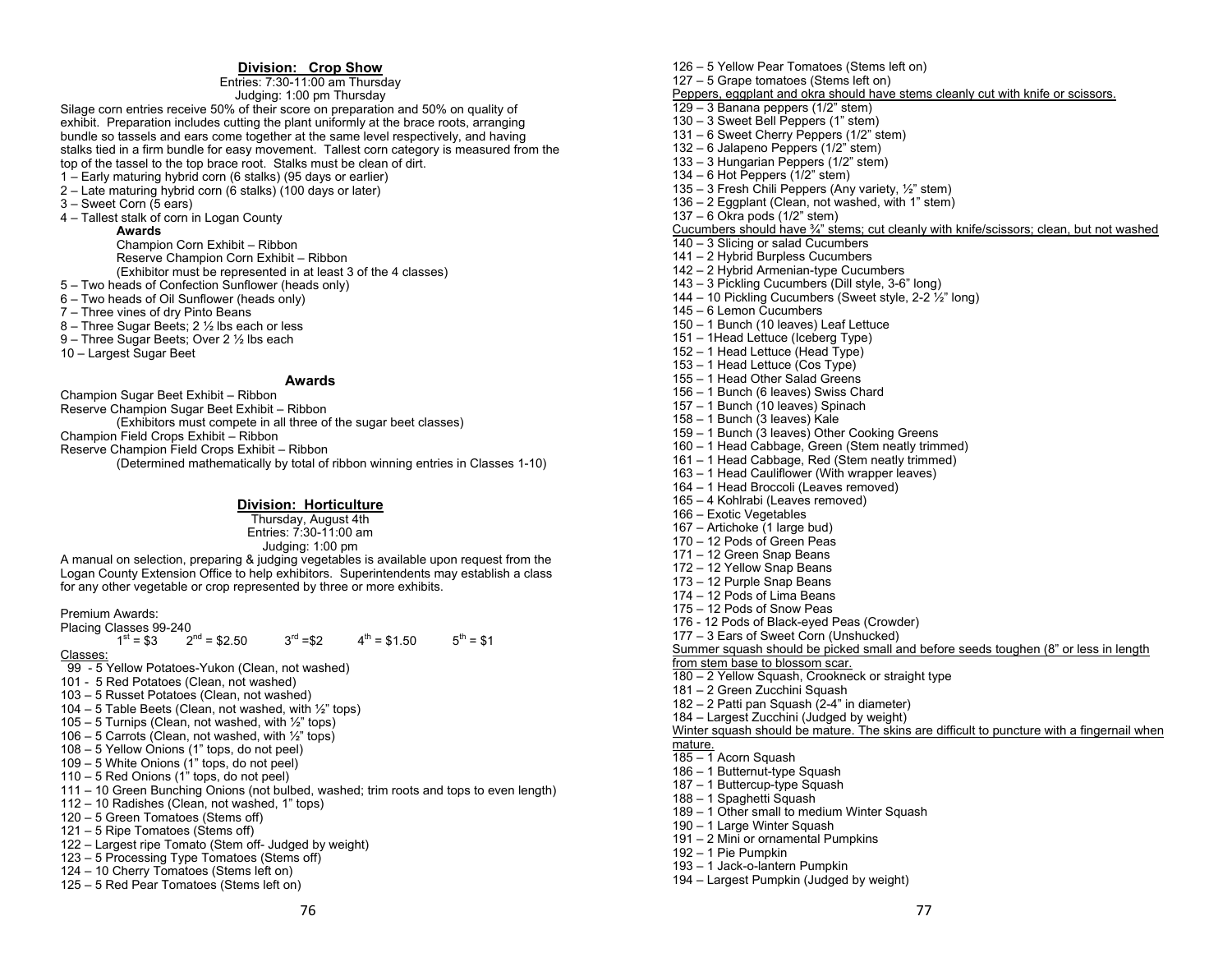## Division: Crop Show

Entries: 7:30-11:00 am Thursday
Judging: 1:00 pm Thursday

Silage corn entries receive 50% of their score on preparation and 50% on quality of exhibit. Preparation includes cutting the plant uniformly at the brace roots, arranging bundle so tassels and ears come together at the same level respectively, and having stalks tied in a firm bundle for easy movement. Tallest corn category is measured from the top of the tassel to the top brace root. Stalks must be clean of dirt.

1 – Early maturing hybrid corn (6 stalks) (95 days or earlier)
2 – Late maturing hybrid corn (6 stalks) (100 days or later)
3 – Sweet Corn (5 ears)
4 – Tallest stalk of corn in Logan County

**Awards**

Champion Corn Exhibit – Ribbon
Reserve Champion Corn Exhibit – Ribbon
(Exhibitor must be represented in at least 3 of the 4 classes)

5 – Two heads of Confection Sunflower (heads only)
6 – Two heads of Oil Sunflower (heads only)
7 – Three vines of dry Pinto Beans
8 – Three Sugar Beets; 2 ½ lbs each or less
9 – Three Sugar Beets; Over 2 ½ lbs each
10 – Largest Sugar Beet

**Awards**

Champion Sugar Beet Exhibit – Ribbon
Reserve Champion Sugar Beet Exhibit – Ribbon
(Exhibitors must compete in all three of the sugar beet classes)
Champion Field Crops Exhibit – Ribbon
Reserve Champion Field Crops Exhibit – Ribbon
(Determined mathematically by total of ribbon winning entries in Classes 1-10)

## Division: Horticulture

Thursday, August 4th
Entries: 7:30-11:00 am
Judging: 1:00 pm

A manual on selection, preparing & judging vegetables is available upon request from the Logan County Extension Office to help exhibitors. Superintendents may establish a class for any other vegetable or crop represented by three or more exhibits.

Premium Awards:
Placing Classes 99-240
1st = $3 2nd = $2.50 3rd =$2 4th = $1.50 5th = $1

Classes:

99 - 5 Yellow Potatoes-Yukon (Clean, not washed)
101 - 5 Red Potatoes (Clean, not washed)
103 – 5 Russet Potatoes (Clean, not washed)
104 – 5 Table Beets (Clean, not washed, with ½" tops)
105 – 5 Turnips (Clean, not washed, with ½" tops)
106 – 5 Carrots (Clean, not washed, with ½" tops)
108 – 5 Yellow Onions (1" tops, do not peel)
109 – 5 White Onions (1" tops, do not peel)
110 – 5 Red Onions (1" tops, do not peel)
111 – 10 Green Bunching Onions (not bulbed, washed; trim roots and tops to even length)
112 – 10 Radishes (Clean, not washed, 1" tops)
120 – 5 Green Tomatoes (Stems off)
121 – 5 Ripe Tomatoes (Stems off)
122 – Largest ripe Tomato (Stem off- Judged by weight)
123 – 5 Processing Type Tomatoes (Stems off)
124 – 10 Cherry Tomatoes (Stems left on)
125 – 5 Red Pear Tomatoes (Stems left on)
126 – 5 Yellow Pear Tomatoes (Stems left on)
127 – 5 Grape tomatoes (Stems left on)

Peppers, eggplant and okra should have stems cleanly cut with knife or scissors.

129 – 3 Banana peppers (1/2" stem)
130 – 3 Sweet Bell Peppers (1" stem)
131 – 6 Sweet Cherry Peppers (1/2" stem)
132 – 6 Jalapeno Peppers (1/2" stem)
133 – 3 Hungarian Peppers (1/2" stem)
134 – 6 Hot Peppers (1/2" stem)
135 – 3 Fresh Chili Peppers (Any variety, ½" stem)
136 – 2 Eggplant (Clean, not washed, with 1" stem)
137 – 6 Okra pods (1/2" stem)

Cucumbers should have ¾" stems; cut cleanly with knife/scissors; clean, but not washed

140 – 3 Slicing or salad Cucumbers
141 – 2 Hybrid Burpless Cucumbers
142 – 2 Hybrid Armenian-type Cucumbers
143 – 3 Pickling Cucumbers (Dill style, 3-6" long)
144 – 10 Pickling Cucumbers (Sweet style, 2-2 ½" long)
145 – 6 Lemon Cucumbers
150 – 1 Bunch (10 leaves) Leaf Lettuce
151 – 1Head Lettuce (Iceberg Type)
152 – 1 Head Lettuce (Head Type)
153 – 1 Head Lettuce (Cos Type)
155 – 1 Head Other Salad Greens
156 – 1 Bunch (6 leaves) Swiss Chard
157 – 1 Bunch (10 leaves) Spinach
158 – 1 Bunch (3 leaves) Kale
159 – 1 Bunch (3 leaves) Other Cooking Greens
160 – 1 Head Cabbage, Green (Stem neatly trimmed)
161 – 1 Head Cabbage, Red (Stem neatly trimmed)
163 – 1 Head Cauliflower (With wrapper leaves)
164 – 1 Head Broccoli (Leaves removed)
165 – 4 Kohlrabi (Leaves removed)
166 – Exotic Vegetables
167 – Artichoke (1 large bud)
170 – 12 Pods of Green Peas
171 – 12 Green Snap Beans
172 – 12 Yellow Snap Beans
173 – 12 Purple Snap Beans
174 – 12 Pods of Lima Beans
175 – 12 Pods of Snow Peas
176 - 12 Pods of Black-eyed Peas (Crowder)
177 – 3 Ears of Sweet Corn (Unshucked)

Summer squash should be picked small and before seeds toughen (8" or less in length from stem base to blossom scar.

180 – 2 Yellow Squash, Crookneck or straight type
181 – 2 Green Zucchini Squash
182 – 2 Patti pan Squash (2-4" in diameter)
184 – Largest Zucchini (Judged by weight)

Winter squash should be mature. The skins are difficult to puncture with a fingernail when mature.

185 – 1 Acorn Squash
186 – 1 Butternut-type Squash
187 – 1 Buttercup-type Squash
188 – 1 Spaghetti Squash
189 – 1 Other small to medium Winter Squash
190 – 1 Large Winter Squash
191 – 2 Mini or ornamental Pumpkins
192 – 1 Pie Pumpkin
193 – 1 Jack-o-lantern Pumpkin
194 – Largest Pumpkin (Judged by weight)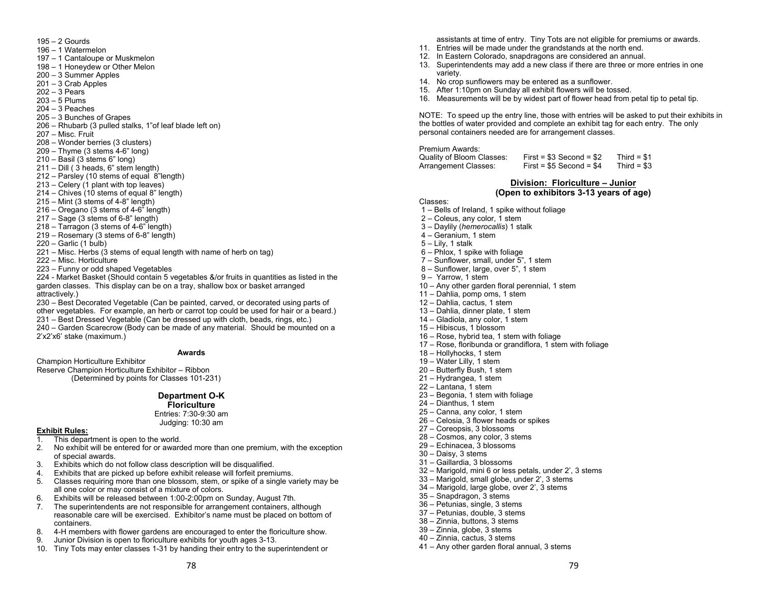195 – 2 Gourds
196 – 1 Watermelon
197 – 1 Cantaloupe or Muskmelon
198 – 1 Honeydew or Other Melon
200 – 3 Summer Apples
201 – 3 Crab Apples
202 – 3 Pears
203 – 5 Plums
204 – 3 Peaches
205 – 3 Bunches of Grapes
206 – Rhubarb (3 pulled stalks, 1"of leaf blade left on)
207 – Misc. Fruit
208 – Wonder berries (3 clusters)
209 – Thyme (3 stems 4-6" long)
210 – Basil (3 stems 6" long)
211 – Dill ( 3 heads, 6" stem length)
212 – Parsley (10 stems of equal 8"length)
213 – Celery (1 plant with top leaves)
214 – Chives (10 stems of equal 8" length)
215 – Mint (3 stems of 4-8" length)
216 – Oregano (3 stems of 4-6" length)
217 – Sage (3 stems of 6-8" length)
218 – Tarragon (3 stems of 4-6" length)
219 – Rosemary (3 stems of 6-8" length)
220 – Garlic (1 bulb)
221 – Misc. Herbs (3 stems of equal length with name of herb on tag)
222 – Misc. Horticulture
223 – Funny or odd shaped Vegetables
224 - Market Basket (Should contain 5 vegetables &/or fruits in quantities as listed in the garden classes. This display can be on a tray, shallow box or basket arranged attractively.)
230 – Best Decorated Vegetable (Can be painted, carved, or decorated using parts of other vegetables. For example, an herb or carrot top could be used for hair or a beard.)
231 – Best Dressed Vegetable (Can be dressed up with cloth, beads, rings, etc.)
240 – Garden Scarecrow (Body can be made of any material. Should be mounted on a 2'x2'x6' stake (maximum.)

**Awards**

Champion Horticulture Exhibitor
Reserve Champion Horticulture Exhibitor – Ribbon
(Determined by points for Classes 101-231)

## Department O-K
## Floriculture

Entries: 7:30-9:30 am
Judging: 10:30 am

**Exhibit Rules:**

1. This department is open to the world.
2. No exhibit will be entered for or awarded more than one premium, with the exception of special awards.
3. Exhibits which do not follow class description will be disqualified.
4. Exhibits that are picked up before exhibit release will forfeit premiums.
5. Classes requiring more than one blossom, stem, or spike of a single variety may be all one color or may consist of a mixture of colors.
6. Exhibits will be released between 1:00-2:00pm on Sunday, August 7th.
7. The superintendents are not responsible for arrangement containers, although reasonable care will be exercised. Exhibitor's name must be placed on bottom of containers.
8. 4-H members with flower gardens are encouraged to enter the floriculture show.
9. Junior Division is open to floriculture exhibits for youth ages 3-13.
10. Tiny Tots may enter classes 1-31 by handing their entry to the superintendent or assistants at time of entry. Tiny Tots are not eligible for premiums or awards.
11. Entries will be made under the grandstands at the north end.
12. In Eastern Colorado, snapdragons are considered an annual.
13. Superintendents may add a new class if there are three or more entries in one variety.
14. No crop sunflowers may be entered as a sunflower.
15. After 1:10pm on Sunday all exhibit flowers will be tossed.
16. Measurements will be by widest part of flower head from petal tip to petal tip.

NOTE: To speed up the entry line, those with entries will be asked to put their exhibits in the bottles of water provided and complete an exhibit tag for each entry. The only personal containers needed are for arrangement classes.

Premium Awards:

| | | |
|---|---|---|
| Quality of Bloom Classes: | First = $3 Second = $2 | Third = $1 |
| Arrangement Classes: | First = $5 Second = $4 | Third = $3 |

### <u>Division: Floriculture – Junior</u>
### (Open to exhibitors 3-13 years of age)

Classes:
1 – Bells of Ireland, 1 spike without foliage
2 – Coleus, any color, 1 stem
3 – Daylily (*hemerocallis*) 1 stalk
4 – Geranium, 1 stem
5 – Lily, 1 stalk
6 – Phlox, 1 spike with foliage
7 – Sunflower, small, under 5", 1 stem
8 – Sunflower, large, over 5", 1 stem
9 – Yarrow, 1 stem
10 – Any other garden floral perennial, 1 stem
11 – Dahlia, pomp oms, 1 stem
12 – Dahlia, cactus, 1 stem
13 – Dahlia, dinner plate, 1 stem
14 – Gladiola, any color, 1 stem
15 – Hibiscus, 1 blossom
16 – Rose, hybrid tea, 1 stem with foliage
17 – Rose, floribunda or grandiflora, 1 stem with foliage
18 – Hollyhocks, 1 stem
19 – Water Lilly, 1 stem
20 – Butterfly Bush, 1 stem
21 – Hydrangea, 1 stem
22 – Lantana, 1 stem
23 – Begonia, 1 stem with foliage
24 – Dianthus, 1 stem
25 – Canna, any color, 1 stem
26 – Celosia, 3 flower heads or spikes
27 – Coreopsis, 3 blossoms
28 – Cosmos, any color, 3 stems
29 – Echinacea, 3 blossoms
30 – Daisy, 3 stems
31 – Gaillardia, 3 blossoms
32 – Marigold, mini 6 or less petals, under 2', 3 stems
33 – Marigold, small globe, under 2', 3 stems
34 – Marigold, large globe, over 2', 3 stems
35 – Snapdragon, 3 stems
36 – Petunias, single, 3 stems
37 – Petunias, double, 3 stems
38 – Zinnia, buttons, 3 stems
39 – Zinnia, globe, 3 stems
40 – Zinnia, cactus, 3 stems
41 – Any other garden floral annual, 3 stems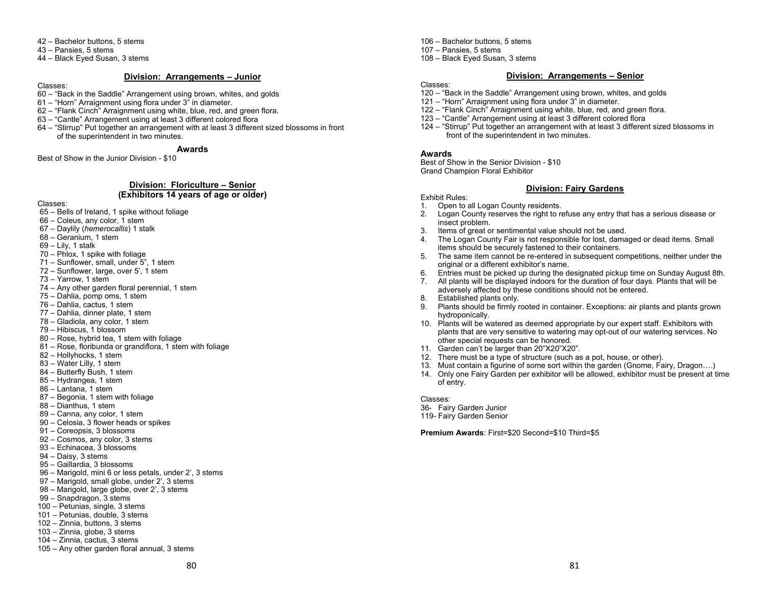42 – Bachelor buttons, 5 stems
43 – Pansies, 5 stems
44 – Black Eyed Susan, 3 stems

## Division: Arrangements – Junior

Classes:
60 – "Back in the Saddle" Arrangement using brown, whites, and golds
61 – "Horn" Arraignment using flora under 3" in diameter.
62 – "Flank Cinch" Arraignment using white, blue, red, and green flora.
63 – "Cantle" Arrangement using at least 3 different colored flora
64 – "Stirrup" Put together an arrangement with at least 3 different sized blossoms in front of the superintendent in two minutes.

### Awards

Best of Show in the Junior Division - $10

## Division: Floriculture – Senior (Exhibitors 14 years of age or older)

Classes:
65 – Bells of Ireland, 1 spike without foliage
66 – Coleus, any color, 1 stem
67 – Daylily (*hemerocallis*) 1 stalk
68 – Geranium, 1 stem
69 – Lily, 1 stalk
70 – Phlox, 1 spike with foliage
71 – Sunflower, small, under 5", 1 stem
72 – Sunflower, large, over 5', 1 stem
73 – Yarrow, 1 stem
74 – Any other garden floral perennial, 1 stem
75 – Dahlia, pomp oms, 1 stem
76 – Dahlia, cactus, 1 stem
77 – Dahlia, dinner plate, 1 stem
78 – Gladiola, any color, 1 stem
79 – Hibiscus, 1 blossom
80 – Rose, hybrid tea, 1 stem with foliage
81 – Rose, floribunda or grandiflora, 1 stem with foliage
82 – Hollyhocks, 1 stem
83 – Water Lilly, 1 stem
84 – Butterfly Bush, 1 stem
85 – Hydrangea, 1 stem
86 – Lantana, 1 stem
87 – Begonia, 1 stem with foliage
88 – Dianthus, 1 stem
89 – Canna, any color, 1 stem
90 – Celosia, 3 flower heads or spikes
91 – Coreopsis, 3 blossoms
92 – Cosmos, any color, 3 stems
93 – Echinacea, 3 blossoms
94 – Daisy, 3 stems
95 – Gaillardia, 3 blossoms
96 – Marigold, mini 6 or less petals, under 2', 3 stems
97 – Marigold, small globe, under 2', 3 stems
98 – Marigold, large globe, over 2', 3 stems
99 – Snapdragon, 3 stems
100 – Petunias, single, 3 stems
101 – Petunias, double, 3 stems
102 – Zinnia, buttons, 3 stems
103 – Zinnia, globe, 3 stems
104 – Zinnia, cactus, 3 stems
105 – Any other garden floral annual, 3 stems
106 – Bachelor buttons, 5 stems
107 – Pansies, 5 stems
108 – Black Eyed Susan, 3 stems

## Division: Arrangements – Senior

Classes:
120 – "Back in the Saddle" Arrangement using brown, whites, and golds
121 – "Horn" Arraignment using flora under 3" in diameter.
122 – "Flank Cinch" Arraignment using white, blue, red, and green flora.
123 – "Cantle" Arrangement using at least 3 different colored flora
124 – "Stirrup" Put together an arrangement with at least 3 different sized blossoms in front of the superintendent in two minutes.

### Awards

Best of Show in the Senior Division - $10
Grand Champion Floral Exhibitor

## Division: Fairy Gardens

Exhibit Rules:

1. Open to all Logan County residents.
2. Logan County reserves the right to refuse any entry that has a serious disease or insect problem.
3. Items of great or sentimental value should not be used.
4. The Logan County Fair is not responsible for lost, damaged or dead items. Small items should be securely fastened to their containers.
5. The same item cannot be re-entered in subsequent competitions, neither under the original or a different exhibitor's name.
6. Entries must be picked up during the designated pickup time on Sunday August 8th.
7. All plants will be displayed indoors for the duration of four days. Plants that will be adversely affected by these conditions should not be entered.
8. Established plants only.
9. Plants should be firmly rooted in container. Exceptions: air plants and plants grown hydroponically.
10. Plants will be watered as deemed appropriate by our expert staff. Exhibitors with plants that are very sensitive to watering may opt-out of our watering services. No other special requests can be honored.
11. Garden can't be larger than 20"X20"X20".
12. There must be a type of structure (such as a pot, house, or other).
13. Must contain a figurine of some sort within the garden (Gnome, Fairy, Dragon….)
14. Only one Fairy Garden per exhibitor will be allowed, exhibitor must be present at time of entry.

Classes:
36- Fairy Garden Junior
119- Fairy Garden Senior

**Premium Awards**: First=$20 Second=$10 Third=$5